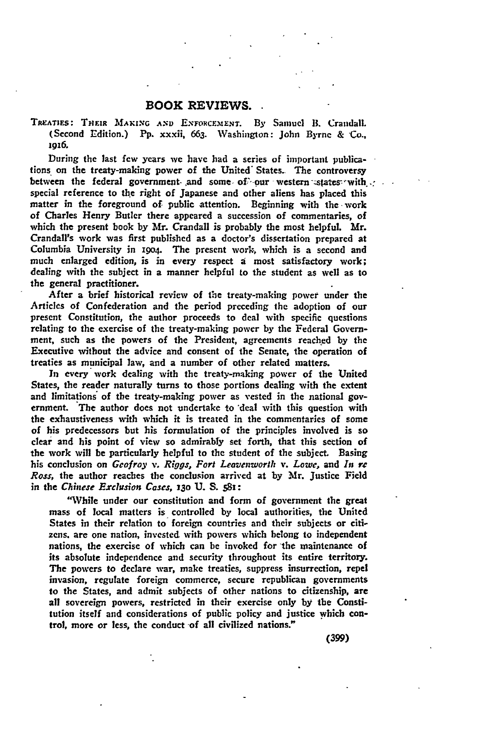# BOOK REVIEWS.

TREATIES: THEIR MAKING AND ENFORCEMENT. By Samuel B. Crandall. (Second Edition.) Pp. xxxii, 663. Washington: John Byrne & Co., 1916.

During the last few years we have had a series of important publications on the treaty-making power of the United States. The controversy between the federal government and some of our western states with special reference to the right of Japanese and other aliens has placed this matter in the foreground of public attention. Beginning with the work of Charles Henry Butler there appeared a succession of commentaries, of which the present book by Mr. Crandall is probably the most helpful. Mr. Crandall's work was first published as a doctor's dissertation prepared at Columbia University in 1904. The present work, which is a second and much enlarged edition, is in every respect a most satisfactory work; dealing with the subject in a manner helpful to the student as well as to the general practitioner.

After a brief historical review of the treaty-making power under the Articles of Confederation and the period preceding the adoption of our present Constitution, the author proceeds to deal with specific questions relating to the exercise of the treaty-making power by the Federal Government, such as the powers of the President, agreements reached by the Executive without the advice and consent of the Senate, the operation of treaties as municipal law, and a number of other related matters.

In every work dealing with the treaty-making power of the United States, the reader naturally turns to those portions dealing with the extent and limitations of the treaty-making power as vested in the national government. The author does not undertake to deal with this question with the exhaustiveness with which it is treated in the commentaries of some of his predecessors but his formulation of the principles involved is so clear and his point of view so admirably set forth, that this section of the work will be particularly helpful to the student of the subject. Basing his conclusion on *Geofroy* v. *Riggs*, *Fort Leavenworth* v. *Lowe*, and *In re Ross*, the author reaches the conclusion arrived at by Mr. Justice Field in the *Chinese Exclusion Cases*, 130 U. S. 581:

> "While under our constitution and form of government the great mass of local matters is controlled by local authorities, the United States in their relation to foreign countries and their subjects or citizens, are one nation, invested with powers which belong to independent nations, the exercise of which can be invoked for the maintenance of its absolute independence and security throughout its entire territory. The powers to declare war, make treaties, suppress insurrection, repel invasion, regulate foreign commerce, secure republican governments to the States, and admit subjects of other nations to citizenship, are all sovereign powers, restricted in their exercise only by the Constitution itself and considerations of public policy and justice which control, more or less, the conduct of all civilized nations."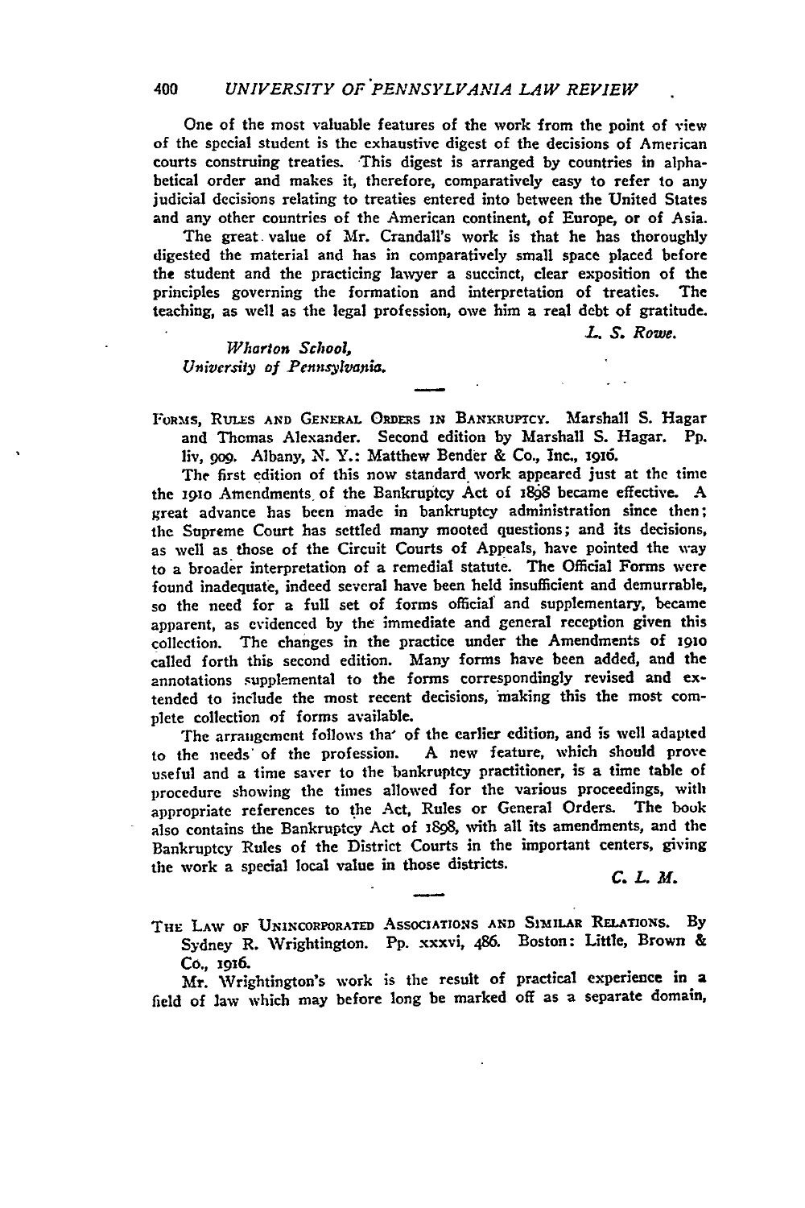One of the most valuable features of the work from the point of view of the special student is the exhaustive digest of the decisions of American courts construing treaties. This digest is arranged by countries in alphabetical order and makes it, therefore, comparatively easy to refer to any judicial decisions relating to treaties entered into between the United States and any other countries of the American continent, of Europe, or of Asia.

The great value of Mr. Crandall's work is that he has thoroughly digested the material and has in comparatively small space placed before the student and the practicing lawyer a succinct, clear exposition of the principles governing the formation and interpretation of treaties. The teaching, as well as the legal profession, owe him a real debt of gratitude.

*L. S. Rowe.*

*Wharton School,*
*University of Pennsylvania.*

---

FORMS, RULES AND GENERAL ORDERS IN BANKRUPTCY. Marshall S. Hagar and Thomas Alexander. Second edition by Marshall S. Hagar. Pp. liv, 909. Albany, N. Y.: Matthew Bender & Co., Inc., 1916.

The first edition of this now standard work appeared just at the time the 1910 Amendments of the Bankruptcy Act of 1898 became effective. A great advance has been made in bankruptcy administration since then; the Supreme Court has settled many mooted questions; and its decisions, as well as those of the Circuit Courts of Appeals, have pointed the way to a broader interpretation of a remedial statute. The Official Forms were found inadequate, indeed several have been held insufficient and demurrable, so the need for a full set of forms official and supplementary, became apparent, as evidenced by the immediate and general reception given this collection. The changes in the practice under the Amendments of 1910 called forth this second edition. Many forms have been added, and the annotations supplemental to the forms correspondingly revised and extended to include the most recent decisions, making this the most complete collection of forms available.

The arrangement follows that of the earlier edition, and is well adapted to the needs of the profession. A new feature, which should prove useful and a time saver to the bankruptcy practitioner, is a time table of procedure showing the times allowed for the various proceedings, with appropriate references to the Act, Rules or General Orders. The book also contains the Bankruptcy Act of 1898, with all its amendments, and the Bankruptcy Rules of the District Courts in the important centers, giving the work a special local value in those districts.

*C. L. M.*

---

THE LAW OF UNINCORPORATED ASSOCIATIONS AND SIMILAR RELATIONS. By Sydney R. Wrightington. Pp. xxxvi, 486. Boston: Little, Brown & Co., 1916.

Mr. Wrightington's work is the result of practical experience in a field of law which may before long be marked off as a separate domain,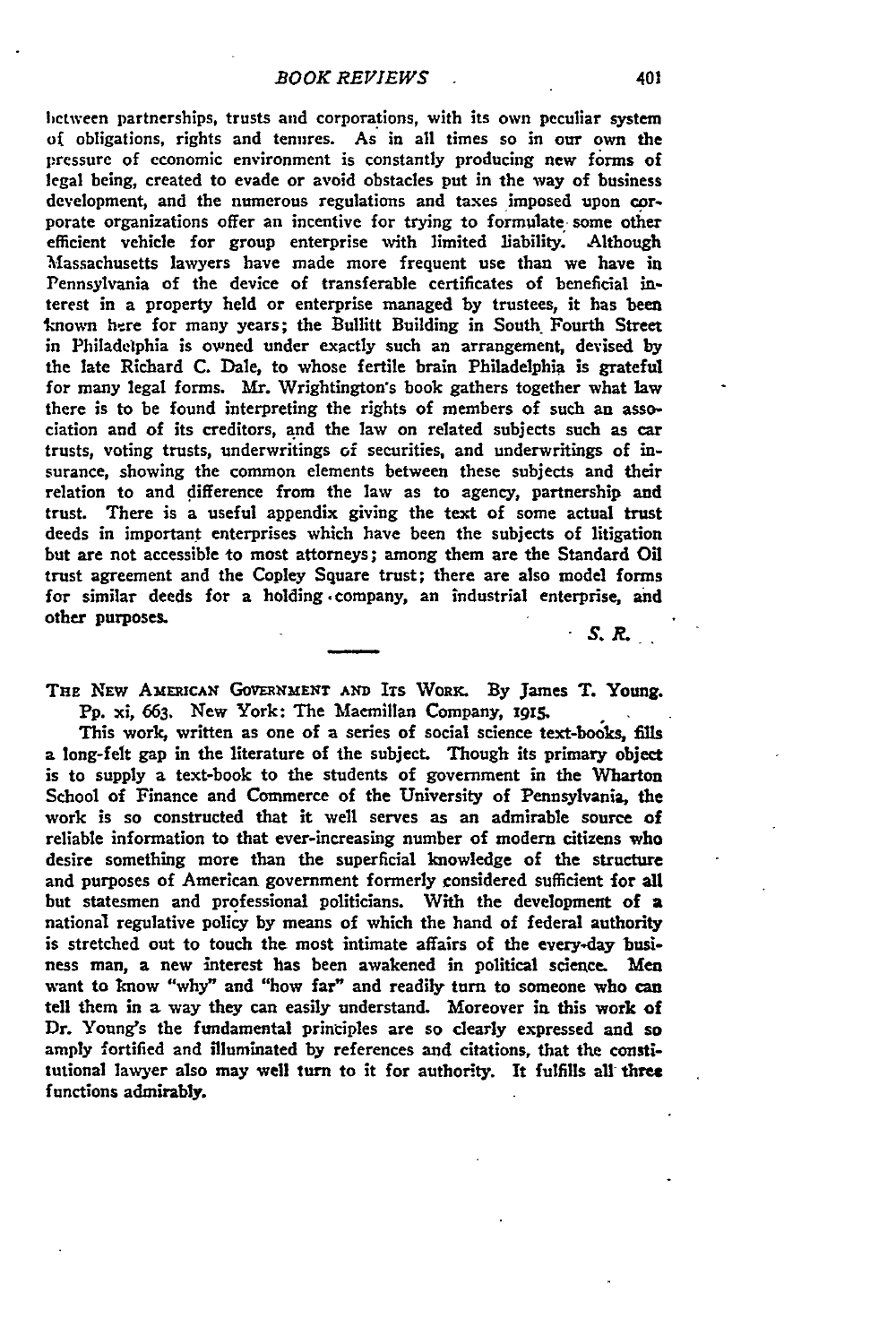between partnerships, trusts and corporations, with its own peculiar system of obligations, rights and tenures. As in all times so in our own the pressure of economic environment is constantly producing new forms of legal being, created to evade or avoid obstacles put in the way of business development, and the numerous regulations and taxes imposed upon corporate organizations offer an incentive for trying to formulate some other efficient vehicle for group enterprise with limited liability. Although Massachusetts lawyers have made more frequent use than we have in Pennsylvania of the device of transferable certificates of beneficial interest in a property held or enterprise managed by trustees, it has been known here for many years; the Bullitt Building in South Fourth Street in Philadelphia is owned under exactly such an arrangement, devised by the late Richard C. Dale, to whose fertile brain Philadelphia is grateful for many legal forms. Mr. Wrightington's book gathers together what law there is to be found interpreting the rights of members of such an association and of its creditors, and the law on related subjects such as car trusts, voting trusts, underwritings of securities, and underwritings of insurance, showing the common elements between these subjects and their relation to and difference from the law as to agency, partnership and trust. There is a useful appendix giving the text of some actual trust deeds in important enterprises which have been the subjects of litigation but are not accessible to most attorneys; among them are the Standard Oil trust agreement and the Copley Square trust; there are also model forms for similar deeds for a holding company, an industrial enterprise, and other purposes.

*S. R.*

---

THE NEW AMERICAN GOVERNMENT AND ITS WORK. By James T. Young. Pp. xi, 663. New York: The Macmillan Company, 1915.

This work, written as one of a series of social science text-books, fills a long-felt gap in the literature of the subject. Though its primary object is to supply a text-book to the students of government in the Wharton School of Finance and Commerce of the University of Pennsylvania, the work is so constructed that it well serves as an admirable source of reliable information to that ever-increasing number of modern citizens who desire something more than the superficial knowledge of the structure and purposes of American government formerly considered sufficient for all but statesmen and professional politicians. With the development of a national regulative policy by means of which the hand of federal authority is stretched out to touch the most intimate affairs of the every-day business man, a new interest has been awakened in political science. Men want to know "why" and "how far" and readily turn to someone who can tell them in a way they can easily understand. Moreover in this work of Dr. Young's the fundamental principles are so clearly expressed and so amply fortified and illuminated by references and citations, that the constitutional lawyer also may well turn to it for authority. It fulfills all three functions admirably.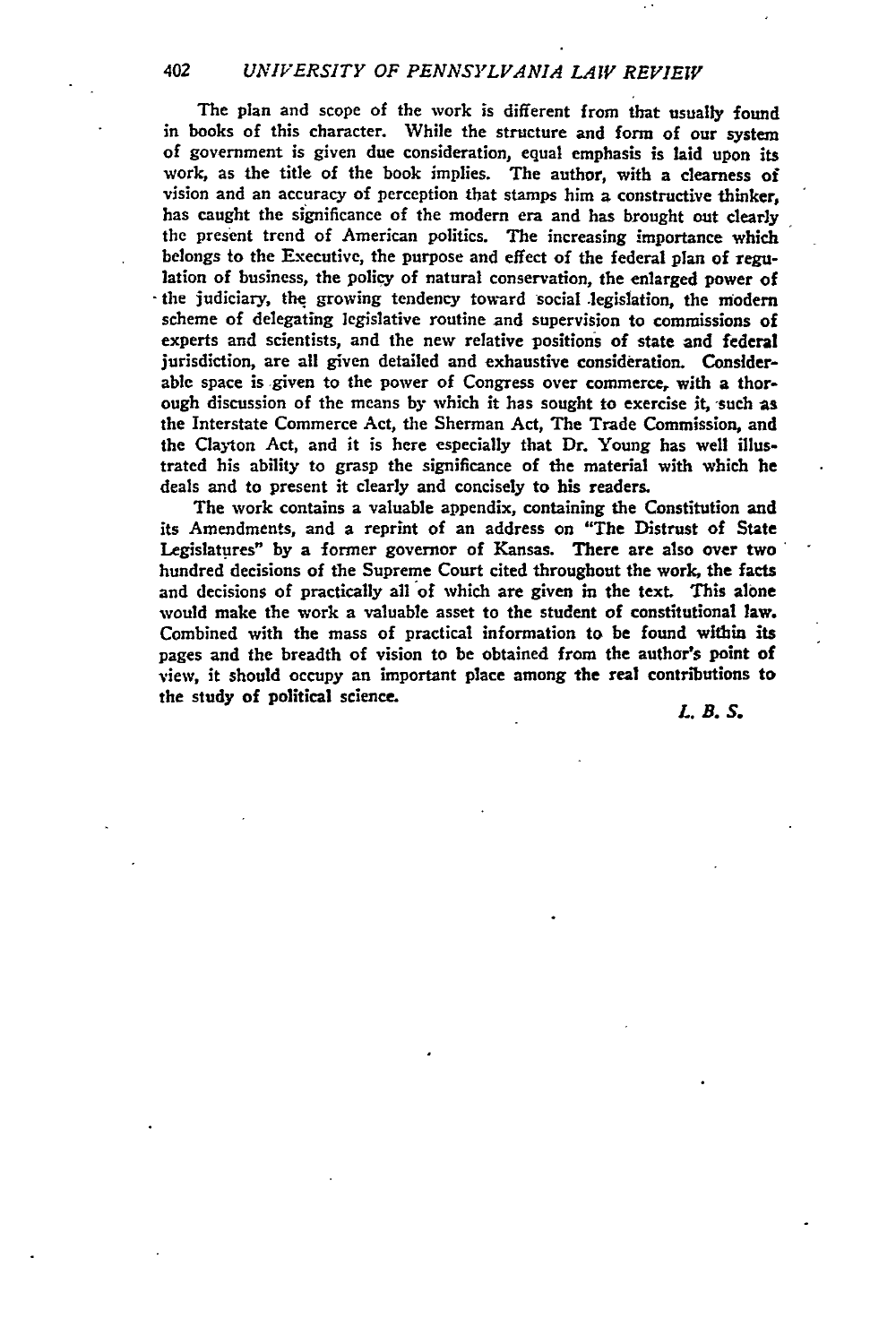The plan and scope of the work is different from that usually found in books of this character. While the structure and form of our system of government is given due consideration, equal emphasis is laid upon its work, as the title of the book implies. The author, with a clearness of vision and an accuracy of perception that stamps him a constructive thinker, has caught the significance of the modern era and has brought out clearly the present trend of American politics. The increasing importance which belongs to the Executive, the purpose and effect of the federal plan of regulation of business, the policy of natural conservation, the enlarged power of the judiciary, the growing tendency toward social legislation, the modern scheme of delegating legislative routine and supervision to commissions of experts and scientists, and the new relative positions of state and federal jurisdiction, are all given detailed and exhaustive consideration. Considerable space is given to the power of Congress over commerce, with a thorough discussion of the means by which it has sought to exercise it, such as the Interstate Commerce Act, the Sherman Act, The Trade Commission, and the Clayton Act, and it is here especially that Dr. Young has well illustrated his ability to grasp the significance of the material with which he deals and to present it clearly and concisely to his readers.

The work contains a valuable appendix, containing the Constitution and its Amendments, and a reprint of an address on "The Distrust of State Legislatures" by a former governor of Kansas. There are also over two hundred decisions of the Supreme Court cited throughout the work, the facts and decisions of practically all of which are given in the text. This alone would make the work a valuable asset to the student of constitutional law. Combined with the mass of practical information to be found within its pages and the breadth of vision to be obtained from the author's point of view, it should occupy an important place among the real contributions to the study of political science.

*L. B. S.*